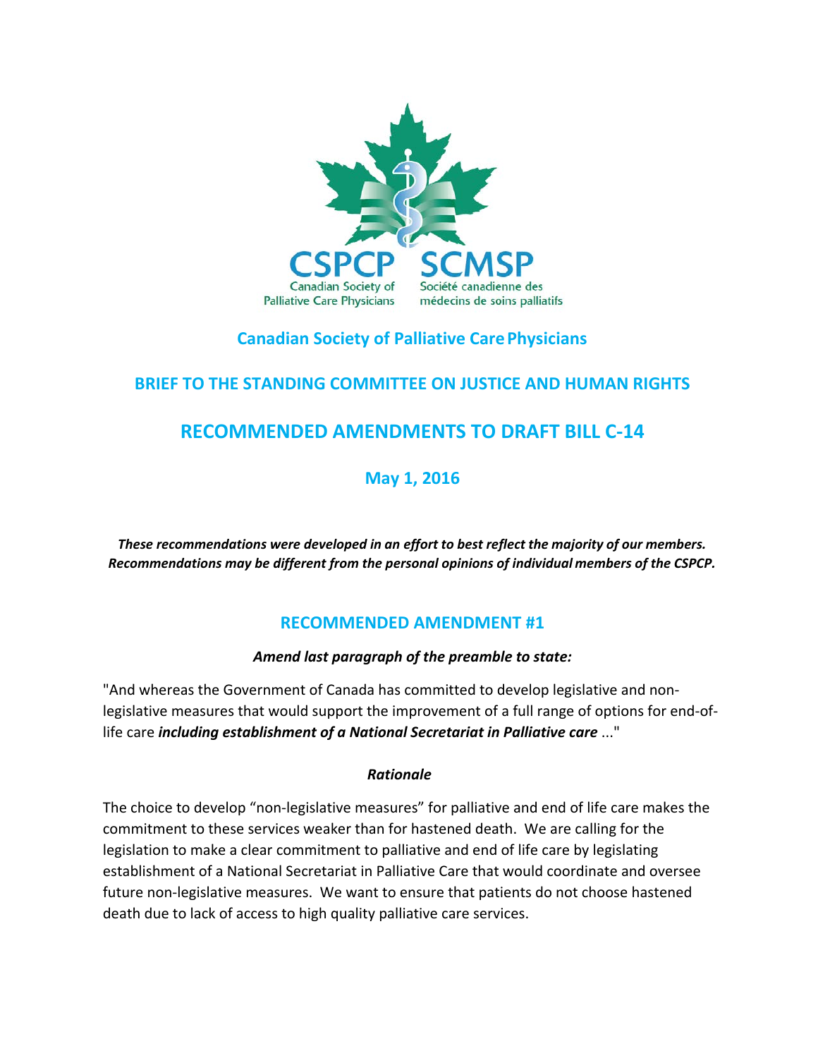CSPCP SCMSP
Canadian Society of Palliative Care Physicians
Société canadienne des médecins de soins palliatifs

# Canadian Society of Palliative Care Physicians

## BRIEF TO THE STANDING COMMITTEE ON JUSTICE AND HUMAN RIGHTS

# RECOMMENDED AMENDMENTS TO DRAFT BILL C-14

## May 1, 2016

***These recommendations were developed in an effort to best reflect the majority of our members. Recommendations may be different from the personal opinions of individual members of the CSPCP.***

## RECOMMENDED AMENDMENT #1

***Amend last paragraph of the preamble to state:***

"And whereas the Government of Canada has committed to develop legislative and non-legislative measures that would support the improvement of a full range of options for end-of-life care ***including establishment of a National Secretariat in Palliative care*** ..."

***Rationale***

The choice to develop "non-legislative measures" for palliative and end of life care makes the commitment to these services weaker than for hastened death. We are calling for the legislation to make a clear commitment to palliative and end of life care by legislating establishment of a National Secretariat in Palliative Care that would coordinate and oversee future non-legislative measures. We want to ensure that patients do not choose hastened death due to lack of access to high quality palliative care services.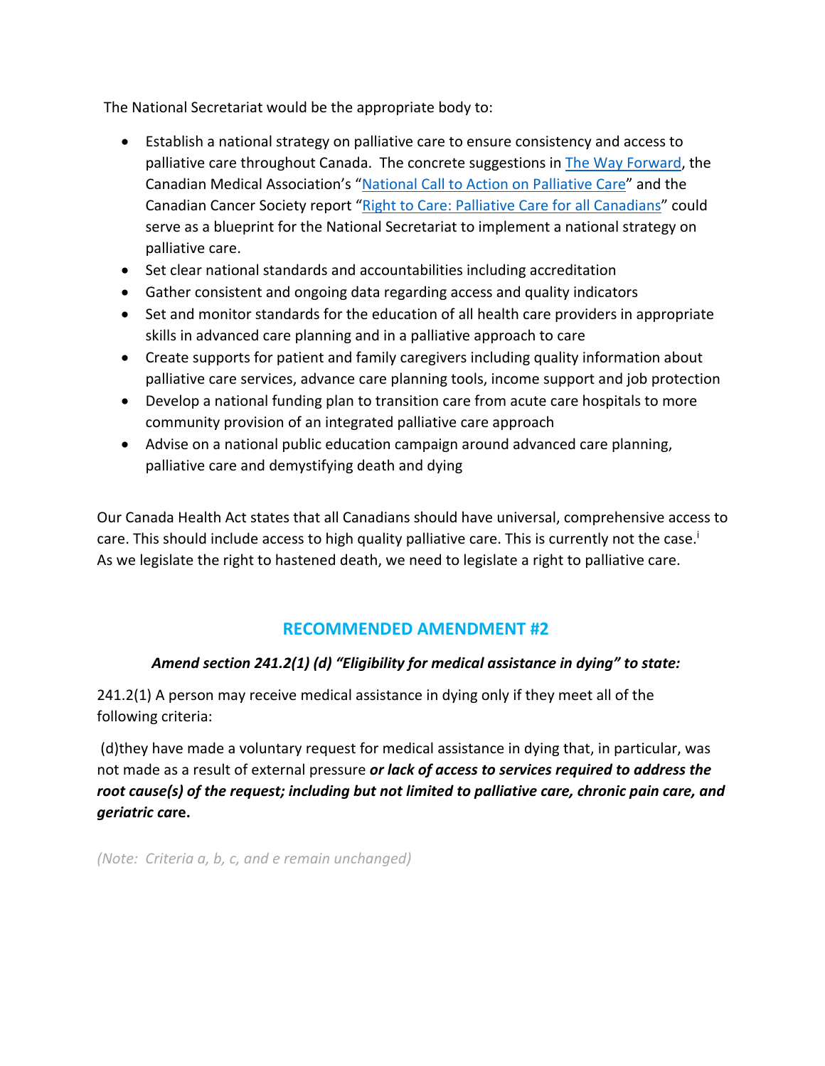The National Secretariat would be the appropriate body to:

- Establish a national strategy on palliative care to ensure consistency and access to palliative care throughout Canada. The concrete suggestions in [The Way Forward](), the Canadian Medical Association's "[National Call to Action on Palliative Care]()" and the Canadian Cancer Society report "[Right to Care: Palliative Care for all Canadians]()" could serve as a blueprint for the National Secretariat to implement a national strategy on palliative care.
- Set clear national standards and accountabilities including accreditation
- Gather consistent and ongoing data regarding access and quality indicators
- Set and monitor standards for the education of all health care providers in appropriate skills in advanced care planning and in a palliative approach to care
- Create supports for patient and family caregivers including quality information about palliative care services, advance care planning tools, income support and job protection
- Develop a national funding plan to transition care from acute care hospitals to more community provision of an integrated palliative care approach
- Advise on a national public education campaign around advanced care planning, palliative care and demystifying death and dying

Our Canada Health Act states that all Canadians should have universal, comprehensive access to care. This should include access to high quality palliative care. This is currently not the case.[i] As we legislate the right to hastened death, we need to legislate a right to palliative care.

## RECOMMENDED AMENDMENT #2

***Amend section 241.2(1) (d) "Eligibility for medical assistance in dying" to state:***

241.2(1) A person may receive medical assistance in dying only if they meet all of the following criteria:

(d)they have made a voluntary request for medical assistance in dying that, in particular, was not made as a result of external pressure ***or lack of access to services required to address the root cause(s) of the request; including but not limited to palliative care, chronic pain care, and geriatric car*****e.**

*(Note: Criteria a, b, c, and e remain unchanged)*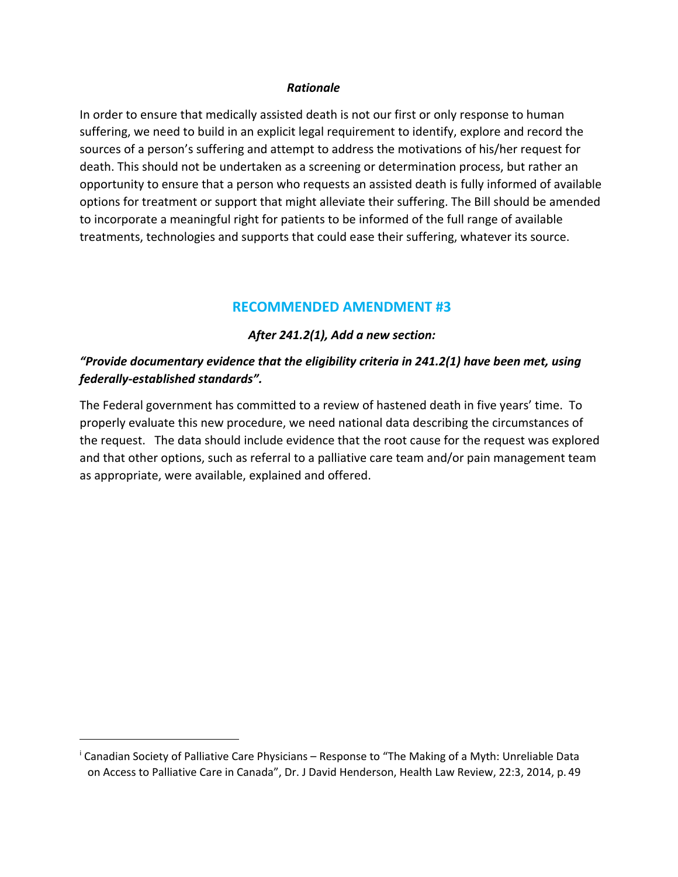***Rationale***

In order to ensure that medically assisted death is not our first or only response to human suffering, we need to build in an explicit legal requirement to identify, explore and record the sources of a person's suffering and attempt to address the motivations of his/her request for death. This should not be undertaken as a screening or determination process, but rather an opportunity to ensure that a person who requests an assisted death is fully informed of available options for treatment or support that might alleviate their suffering. The Bill should be amended to incorporate a meaningful right for patients to be informed of the full range of available treatments, technologies and supports that could ease their suffering, whatever its source.

## RECOMMENDED AMENDMENT #3

***After 241.2(1), Add a new section:***

***"Provide documentary evidence that the eligibility criteria in 241.2(1) have been met, using federally-established standards".***

The Federal government has committed to a review of hastened death in five years' time. To properly evaluate this new procedure, we need national data describing the circumstances of the request. The data should include evidence that the root cause for the request was explored and that other options, such as referral to a palliative care team and/or pain management team as appropriate, were available, explained and offered.

---

[i] Canadian Society of Palliative Care Physicians – Response to "The Making of a Myth: Unreliable Data on Access to Palliative Care in Canada", Dr. J David Henderson, Health Law Review, 22:3, 2014, p. 49